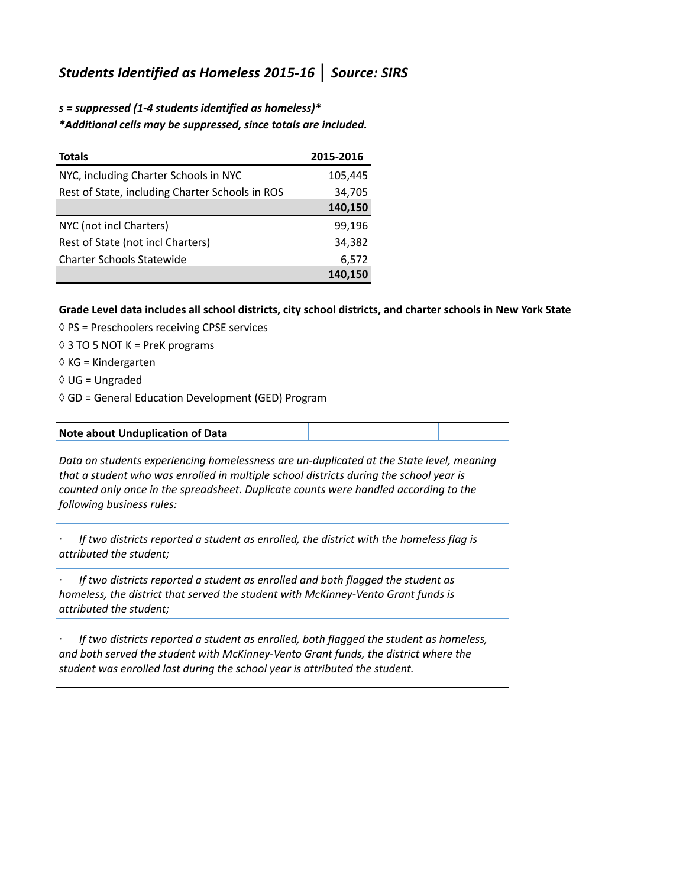# *Students Identified as Homeless 2015-16 │ Source: SIRS*

***s = suppressed (1-4 students identified as homeless)\****

***\*Additional cells may be suppressed, since totals are included.***

| Totals | 2015-2016 |
|---|---|
| NYC, including Charter Schools in NYC | 105,445 |
| Rest of State, including Charter Schools in ROS | 34,705 |
| | **140,150** |
| NYC (not incl Charters) | 99,196 |
| Rest of State (not incl Charters) | 34,382 |
| Charter Schools Statewide | 6,572 |
| | **140,150** |

**Grade Level data includes all school districts, city school districts, and charter schools in New York State**

◊ PS = Preschoolers receiving CPSE services

◊ 3 TO 5 NOT K = PreK programs

◊ KG = Kindergarten

◊ UG = Ungraded

◊ GD = General Education Development (GED) Program

**Note about Unduplication of Data**

*Data on students experiencing homelessness are un-duplicated at the State level, meaning that a student who was enrolled in multiple school districts during the school year is counted only once in the spreadsheet. Duplicate counts were handled according to the following business rules:*

- *If two districts reported a student as enrolled, the district with the homeless flag is attributed the student;*
- *If two districts reported a student as enrolled and both flagged the student as homeless, the district that served the student with McKinney-Vento Grant funds is attributed the student;*
- *If two districts reported a student as enrolled, both flagged the student as homeless, and both served the student with McKinney-Vento Grant funds, the district where the student was enrolled last during the school year is attributed the student.*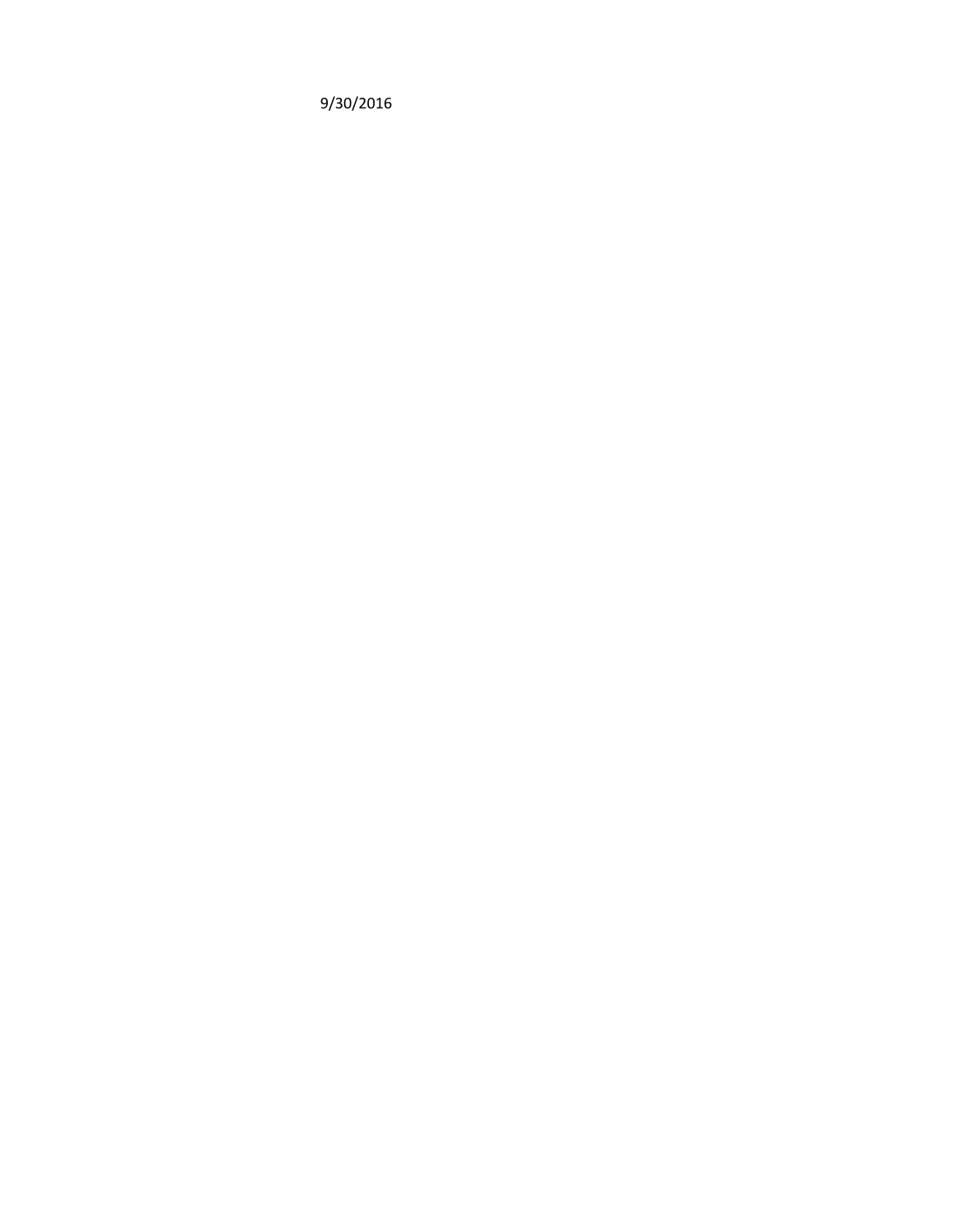9/30/2016